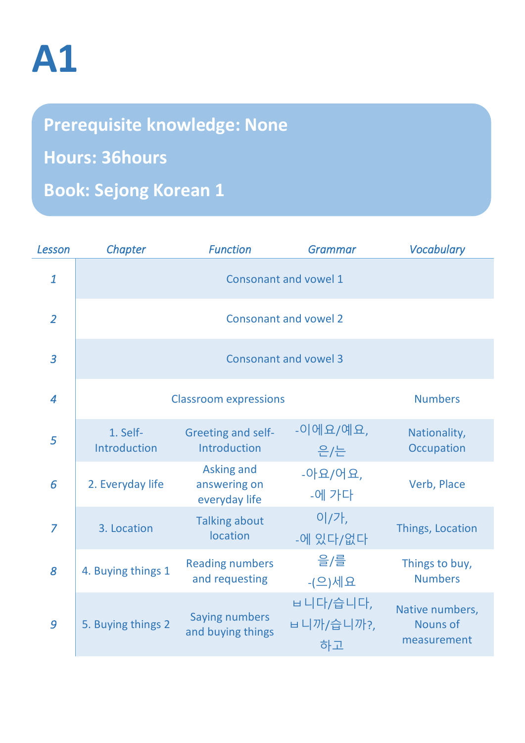# A1

**Prerequisite knowledge: None**

**Hours: 36hours**

**Book: Sejong Korean 1**

| *Lesson* | *Chapter* | *Function* | *Grammar* | *Vocabulary* |
|---|---|---|---|---|
| *1* | Consonant and vowel 1 | | | |
| *2* | Consonant and vowel 2 | | | |
| *3* | Consonant and vowel 3 | | | |
| *4* | Classroom expressions | | | Numbers |
| *5* | 1. Self-Introduction | Greeting and self-Introduction | -이에요/예요, 은/는 | Nationality, Occupation |
| *6* | 2. Everyday life | Asking and answering on everyday life | -아요/어요, -에 가다 | Verb, Place |
| *7* | 3. Location | Talking about location | 이/가, -에 있다/없다 | Things, Location |
| *8* | 4. Buying things 1 | Reading numbers and requesting | 을/를 -(으)세요 | Things to buy, Numbers |
| *9* | 5. Buying things 2 | Saying numbers and buying things | ㅂ니다/습니다, ㅂ니까/습니까?, 하고 | Native numbers, Nouns of measurement |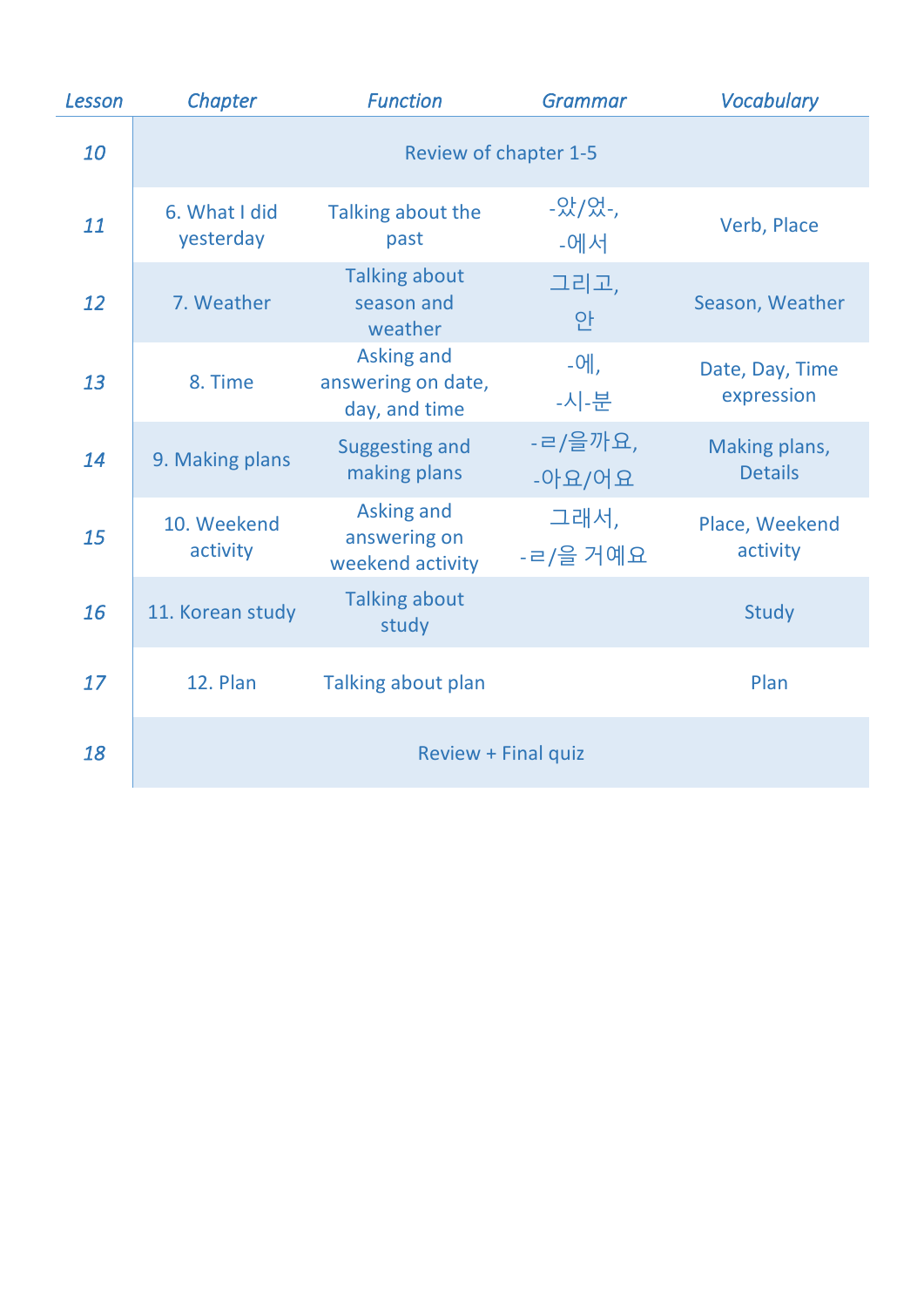| *Lesson* | *Chapter* | *Function* | *Grammar* | *Vocabulary* |
|---|---|---|---|---|
| *10* | Review of chapter 1-5 | | | |
| *11* | 6. What I did yesterday | Talking about the past | -았/었-, -에서 | Verb, Place |
| *12* | 7. Weather | Talking about season and weather | 그리고, 안 | Season, Weather |
| *13* | 8. Time | Asking and answering on date, day, and time | -에, -시-분 | Date, Day, Time expression |
| *14* | 9. Making plans | Suggesting and making plans | -ㄹ/을까요, -아요/어요 | Making plans, Details |
| *15* | 10. Weekend activity | Asking and answering on weekend activity | 그래서, -ㄹ/을 거예요 | Place, Weekend activity |
| *16* | 11. Korean study | Talking about study | | Study |
| *17* | 12. Plan | Talking about plan | | Plan |
| *18* | Review + Final quiz | | | |